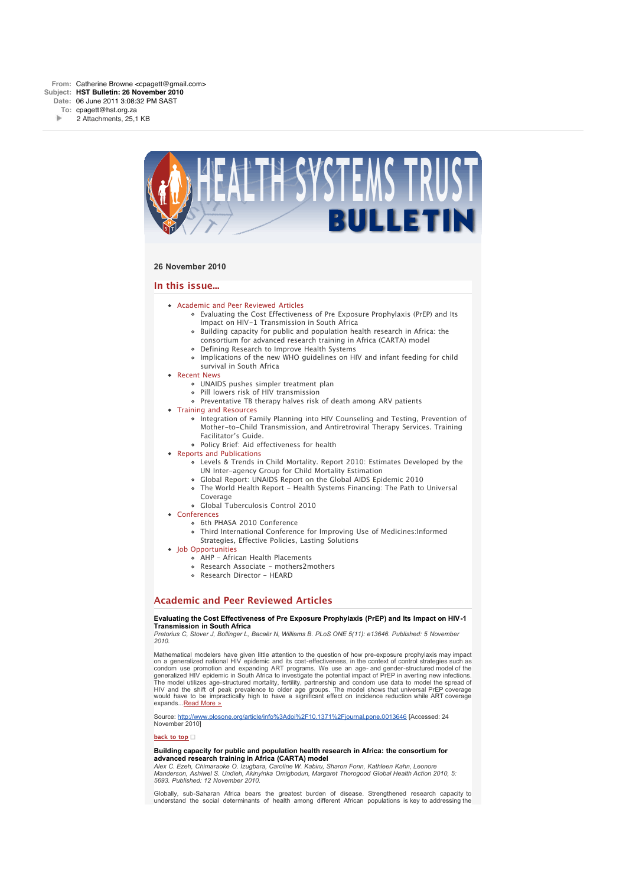**From:** Catherine Browne <cpagett@gmail.com>
**Subject:** **HST Bulletin: 26 November 2010**
**Date:** 06 June 2011 3:08:32 PM SAST
**To:** cpagett@hst.org.za
2 Attachments, 25,1 KB

# HEALTH SYSTEMS TRUST BULLETIN

**26 November 2010**

## In this issue...

- Academic and Peer Reviewed Articles
  - Evaluating the Cost Effectiveness of Pre Exposure Prophylaxis (PrEP) and Its Impact on HIV-1 Transmission in South Africa
  - Building capacity for public and population health research in Africa: the consortium for advanced research training in Africa (CARTA) model
  - Defining Research to Improve Health Systems
  - Implications of the new WHO guidelines on HIV and infant feeding for child survival in South Africa
- Recent News
  - UNAIDS pushes simpler treatment plan
  - Pill lowers risk of HIV transmission
  - Preventative TB therapy halves risk of death among ARV patients
- Training and Resources
  - Integration of Family Planning into HIV Counseling and Testing, Prevention of Mother-to-Child Transmission, and Antiretroviral Therapy Services. Training Facilitator's Guide.
  - Policy Brief: Aid effectiveness for health
- Reports and Publications
  - Levels & Trends in Child Mortality. Report 2010: Estimates Developed by the UN Inter-agency Group for Child Mortality Estimation
  - Global Report: UNAIDS Report on the Global AIDS Epidemic 2010
  - The World Health Report - Health Systems Financing: The Path to Universal Coverage
  - Global Tuberculosis Control 2010
- Conferences
  - 6th PHASA 2010 Conference
  - Third International Conference for Improving Use of Medicines:Informed Strategies, Effective Policies, Lasting Solutions
- Job Opportunities
  - AHP - African Health Placements
  - Research Associate - mothers2mothers
  - Research Director - HEARD

## Academic and Peer Reviewed Articles

**Evaluating the Cost Effectiveness of Pre Exposure Prophylaxis (PrEP) and Its Impact on HIV-1 Transmission in South Africa**
*Pretorius C, Stover J, Bollinger L, Bacaër N, Williams B. PLoS ONE 5(11): e13646. Published: 5 November 2010.*

Mathematical modelers have given little attention to the question of how pre-exposure prophylaxis may impact on a generalized national HIV epidemic and its cost-effectiveness, in the context of control strategies such as condom use promotion and expanding ART programs. We use an age- and gender-structured model of the generalized HIV epidemic in South Africa to investigate the potential impact of PrEP in averting new infections. The model utilizes age-structured mortality, fertility, partnership and condom use data to model the spread of HIV and the shift of peak prevalence to older age groups. The model shows that universal PrEP coverage would have to be impractically high to have a significant effect on incidence reduction while ART coverage expands...Read More »

Source: http://www.plosone.org/article/info%3Adoi%2F10.1371%2Fjournal.pone.0013646 [Accessed: 24 November 2010]

back to top

**Building capacity for public and population health research in Africa: the consortium for advanced research training in Africa (CARTA) model**
*Alex C. Ezeh, Chimaraoke O. Izugbara, Caroline W. Kabiru, Sharon Fonn, Kathleen Kahn, Leonore Manderson, Ashiwel S. Undieh, Akinyinka Omigbodun, Margaret Thorogood Global Health Action 2010, 5: 5693. Published: 12 November 2010.*

Globally, sub-Saharan Africa bears the greatest burden of disease. Strengthened research capacity to understand the social determinants of health among different African populations is key to addressing the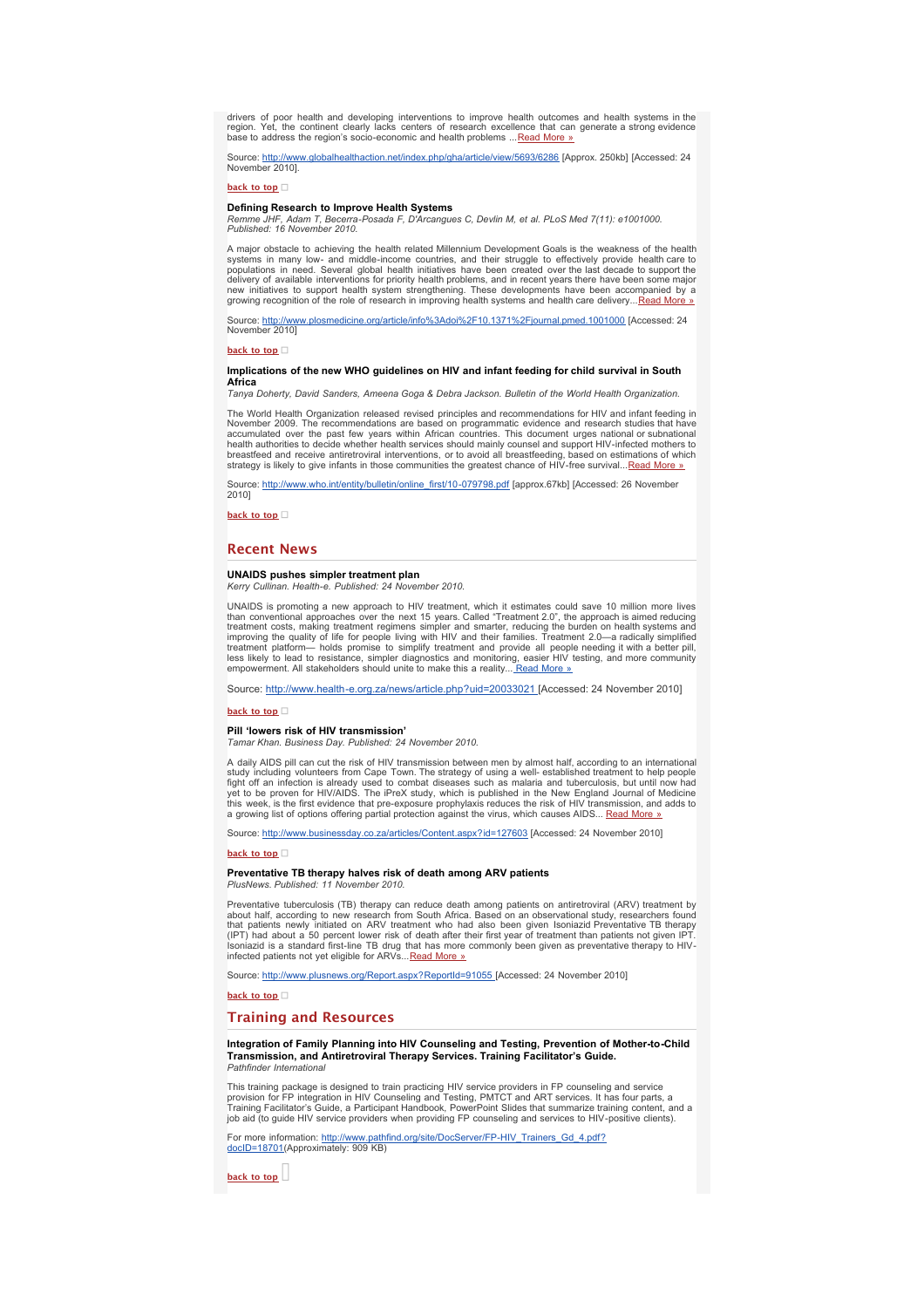drivers of poor health and developing interventions to improve health outcomes and health systems in the region. Yet, the continent clearly lacks centers of research excellence that can generate a strong evidence base to address the region's socio-economic and health problems ...Read More »

Source: http://www.globalhealthaction.net/index.php/gha/article/view/5693/6286 [Approx. 250kb] [Accessed: 24 November 2010].

back to top

**Defining Research to Improve Health Systems**
*Remme JHF, Adam T, Becerra-Posada F, D'Arcangues C, Devlin M, et al. PLoS Med 7(11): e1001000. Published: 16 November 2010.*

A major obstacle to achieving the health related Millennium Development Goals is the weakness of the health systems in many low- and middle-income countries, and their struggle to effectively provide health care to populations in need. Several global health initiatives have been created over the last decade to support the delivery of available interventions for priority health problems, and in recent years there have been some major new initiatives to support health system strengthening. These developments have been accompanied by a growing recognition of the role of research in improving health systems and health care delivery...Read More »

Source: http://www.plosmedicine.org/article/info%3Adoi%2F10.1371%2Fjournal.pmed.1001000 [Accessed: 24 November 2010]

back to top

**Implications of the new WHO guidelines on HIV and infant feeding for child survival in South Africa**
*Tanya Doherty, David Sanders, Ameena Goga & Debra Jackson. Bulletin of the World Health Organization.*

The World Health Organization released revised principles and recommendations for HIV and infant feeding in November 2009. The recommendations are based on programmatic evidence and research studies that have accumulated over the past few years within African countries. This document urges national or subnational health authorities to decide whether health services should mainly counsel and support HIV-infected mothers to breastfeed and receive antiretroviral interventions, or to avoid all breastfeeding, based on estimations of which strategy is likely to give infants in those communities the greatest chance of HIV-free survival...Read More »

Source: http://www.who.int/entity/bulletin/online_first/10-079798.pdf [approx.67kb] [Accessed: 26 November 2010]

back to top

## Recent News

**UNAIDS pushes simpler treatment plan**
*Kerry Cullinan. Health-e. Published: 24 November 2010.*

UNAIDS is promoting a new approach to HIV treatment, which it estimates could save 10 million more lives than conventional approaches over the next 15 years. Called "Treatment 2.0", the approach is aimed reducing treatment costs, making treatment regimens simpler and smarter, reducing the burden on health systems and improving the quality of life for people living with HIV and their families. Treatment 2.0—a radically simplified treatment platform— holds promise to simplify treatment and provide all people needing it with a better pill, less likely to lead to resistance, simpler diagnostics and monitoring, easier HIV testing, and more community empowerment. All stakeholders should unite to make this a reality... Read More »

Source: http://www.health-e.org.za/news/article.php?uid=20033021 [Accessed: 24 November 2010]

back to top

**Pill 'lowers risk of HIV transmission'**
*Tamar Khan. Business Day. Published: 24 November 2010.*

A daily AIDS pill can cut the risk of HIV transmission between men by almost half, according to an international study including volunteers from Cape Town. The strategy of using a well- established treatment to help people fight off an infection is already used to combat diseases such as malaria and tuberculosis, but until now had yet to be proven for HIV/AIDS. The iPrex study, which is published in the New England Journal of Medicine this week, is the first evidence that pre-exposure prophylaxis reduces the risk of HIV transmission, and adds to a growing list of options offering partial protection against the virus, which causes AIDS... Read More »

Source: http://www.businessday.co.za/articles/Content.aspx?id=127603 [Accessed: 24 November 2010]

back to top

**Preventative TB therapy halves risk of death among ARV patients**
*PlusNews. Published: 11 November 2010.*

Preventative tuberculosis (TB) therapy can reduce death among patients on antiretroviral (ARV) treatment by about half, according to new research from South Africa. Based on an observational study, researchers found that patients newly initiated on ARV treatment who had also been given Isoniazid Preventative TB therapy (IPT) had about a 50 percent lower risk of death after their first year of treatment than patients not given IPT. Isoniazid is a standard first-line TB drug that has more commonly been given as preventative therapy to HIV-infected patients not yet eligible for ARVs...Read More »

Source: http://www.plusnews.org/Report.aspx?ReportId=91055 [Accessed: 24 November 2010]

back to top

## Training and Resources

**Integration of Family Planning into HIV Counseling and Testing, Prevention of Mother-to-Child Transmission, and Antiretroviral Therapy Services. Training Facilitator's Guide.**
*Pathfinder International*

This training package is designed to train practicing HIV service providers in FP counseling and service provision for FP integration in HIV Counseling and Testing, PMTCT and ART services. It has four parts, a Training Facilitator's Guide, a Participant Handbook, PowerPoint Slides that summarize training content, and a job aid (to guide HIV service providers when providing FP counseling and services to HIV-positive clients).

For more information: http://www.pathfind.org/site/DocServer/FP-HIV_Trainers_Gd_4.pdf?docID=18701(Approximately: 909 KB)

back to top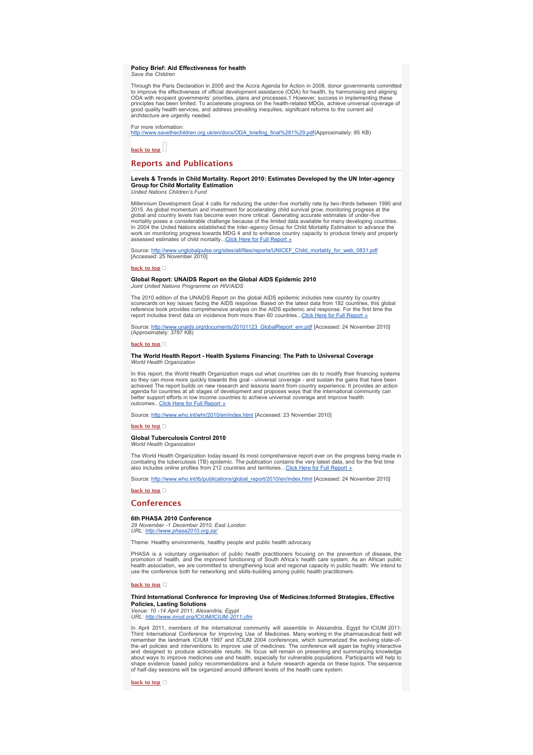**Policy Brief: Aid Effectiveness for health**
*Save the Children*

Through the Paris Declaration in 2005 and the Accra Agenda for Action in 2008, donor governments committed to improve the effectiveness of official development assistance (ODA) for health, by harmonising and aligning ODA with recipient governments' priorities, plans and processes.1 However, success in implementing these principles has been limited. To accelerate progress on the health-related MDGs, achieve universal coverage of good quality health services, and address prevailing inequities, significant reforms to the current aid architecture are urgently needed.

For more information:
http://www.savethechildren.org.uk/en/docs/ODA_briefing_final%281%29.pdf(Approximately: 85 KB)

back to top

## Reports and Publications

**Levels & Trends in Child Mortality. Report 2010: Estimates Developed by the UN Inter-agency Group for Child Mortality Estimation**
*United Nations Children's Fund*

Millennium Development Goal 4 calls for reducing the under-five mortality rate by two-thirds between 1990 and 2015. As global momentum and investment for accelerating child survival grow, monitoring progress at the global and country levels has become even more critical. Generating accurate estimates of under-five mortality poses a considerable challenge because of the limited data available for many developing countries. In 2004 the United Nations established the Inter-agency Group for Child Mortality Estimation to advance the work on monitoring progress towards MDG 4 and to enhance country capacity to produce timely and properly assessed estimates of child mortality...Click Here for Full Report »

Source: http://www.unglobalpulse.org/sites/all/files/reports/UNICEF_Child_mortality_for_web_0831.pdf [Accessed: 25 November 2010]

back to top

**Global Report: UNAIDS Report on the Global AIDS Epidemic 2010**
*Joint United Nations Programme on HIV/AIDS*

The 2010 edition of the UNAIDS Report on the global AIDS epidemic includes new country by country scorecards on key issues facing the AIDS response. Based on the latest data from 182 countries, this global reference book provides comprehensive analysis on the AIDS epidemic and response. For the first time the report includes trend data on incidence from more than 60 countries...Click Here for Full Report »

Source: http://www.unaids.org/documents/20101123_GlobalReport_em.pdf [Accessed: 24 November 2010] (Approximately: 3787 KB)

back to top

**The World Health Report - Health Systems Financing: The Path to Universal Coverage**
*World Health Organization*

In this report, the World Health Organization maps out what countries can do to modify their financing systems so they can move more quickly towards this goal - universal coverage - and sustain the gains that have been achieved The report builds on new research and lessons learnt from country experience. It provides an action agenda for countries at all stages of development and proposes ways that the international community can better support efforts in low income countries to achieve universal coverage and improve health outcomes...Click Here for Full Report »

Source: http://www.who.int/whr/2010/en/index.html [Accessed: 23 November 2010]

back to top

**Global Tuberculosis Control 2010**
*World Health Organization*

The World Health Organization today issued its most comprehensive report ever on the progress being made in combating the tuberculosis (TB) epidemic. The publication contains the very latest data, and for the first time also includes online profiles from 212 countries and territories...Click Here for Full Report »

Source: http://www.who.int/tb/publications/global_report/2010/en/index.html [Accessed: 24 November 2010]

back to top

## Conferences

**6th PHASA 2010 Conference**
*29 November -1 December 2010, East London*
*URL: http://www.phasa2010.org.za/*

Theme: Healthy environments, healthy people and public health advocacy

PHASA is a voluntary organisation of public health practitioners focusing on the prevention of disease, the promotion of health, and the improved functioning of South Africa's health care system. As an African public health association, we are committed to strengthening local and regional capacity in public health. We intend to use the conference both for networking and skills-building among public health practitioners.

back to top

**Third International Conference for Improving Use of Medicines:Informed Strategies, Effective Policies, Lasting Solutions**
*Venue: 10 -14 April 2011, Alexandria, Egypt*
*URL: http://www.inrud.org/ICIUM/ICIUM-2011.cfm*

In April 2011, members of the international community will assemble in Alexandria, Egypt for ICIUM 2011: Third International Conference for Improving Use of Medicines. Many working in the pharmaceutical field will remember the landmark ICIUM 1997 and ICIUM 2004 conferences, which summarized the evolving state-of-the-art policies and interventions to improve use of medicines. The conference will again be highly interactive and designed to produce actionable results. Its focus will remain on presenting and summarizing knowledge about ways to improve medicines use and health, especially for vulnerable populations. Participants will help to shape evidence based policy recommendations and a future research agenda on these topics. The sequence of half-day sessions will be organized around different levels of the health care system.

back to top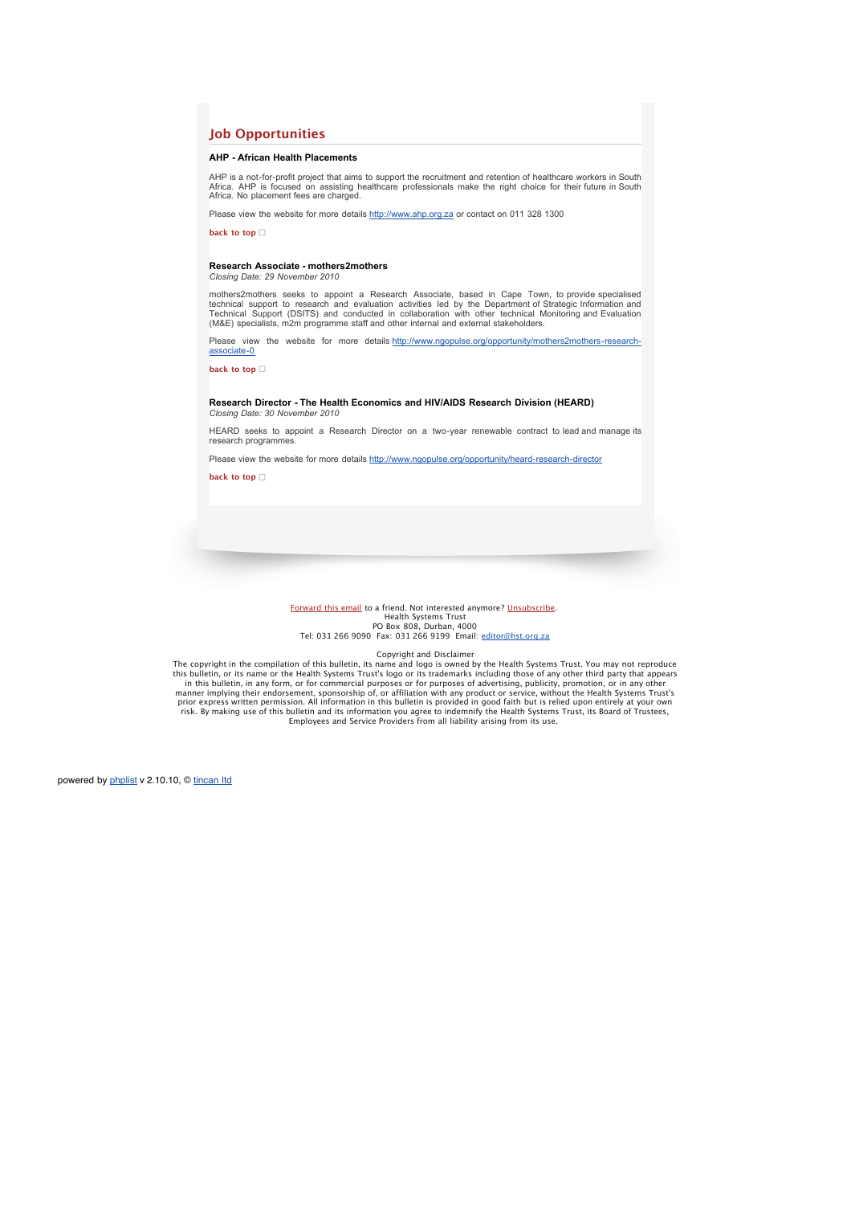## Job Opportunities

**AHP - African Health Placements**

AHP is a not-for-profit project that aims to support the recruitment and retention of healthcare workers in South Africa. AHP is focused on assisting healthcare professionals make the right choice for their future in South Africa. No placement fees are charged.

Please view the website for more details http://www.ahp.org.za or contact on 011 328 1300

**back to top** □

**Research Associate - mothers2mothers**
*Closing Date: 29 November 2010*

mothers2mothers seeks to appoint a Research Associate, based in Cape Town, to provide specialised technical support to research and evaluation activities led by the Department of Strategic Information and Technical Support (DSITS) and conducted in collaboration with other technical Monitoring and Evaluation (M&E) specialists, m2m programme staff and other internal and external stakeholders.

Please view the website for more details http://www.ngopulse.org/opportunity/mothers2mothers-research-associate-0

**back to top** □

**Research Director - The Health Economics and HIV/AIDS Research Division (HEARD)**
*Closing Date: 30 November 2010*

HEARD seeks to appoint a Research Director on a two-year renewable contract to lead and manage its research programmes.

Please view the website for more details http://www.ngopulse.org/opportunity/heard-research-director

**back to top** □

Forward this email to a friend. Not interested anymore? Unsubscribe.
Health Systems Trust
PO Box 808, Durban, 4000
Tel: 031 266 9090 Fax: 031 266 9199 Email: editor@hst.org.za

Copyright and Disclaimer
The copyright in the compilation of this bulletin, its name and logo is owned by the Health Systems Trust. You may not reproduce this bulletin, or its name or the Health Systems Trust's logo or its trademarks including those of any other third party that appears in this bulletin, in any form, or for commercial purposes or for purposes of advertising, publicity, promotion, or in any other manner implying their endorsement, sponsorship of, or affiliation with any product or service, without the Health Systems Trust's prior express written permission. All information in this bulletin is provided in good faith but is relied upon entirely at your own risk. By making use of this bulletin and its information you agree to indemnify the Health Systems Trust, its Board of Trustees, Employees and Service Providers from all liability arising from its use.

powered by phplist v 2.10.10, © tincan ltd